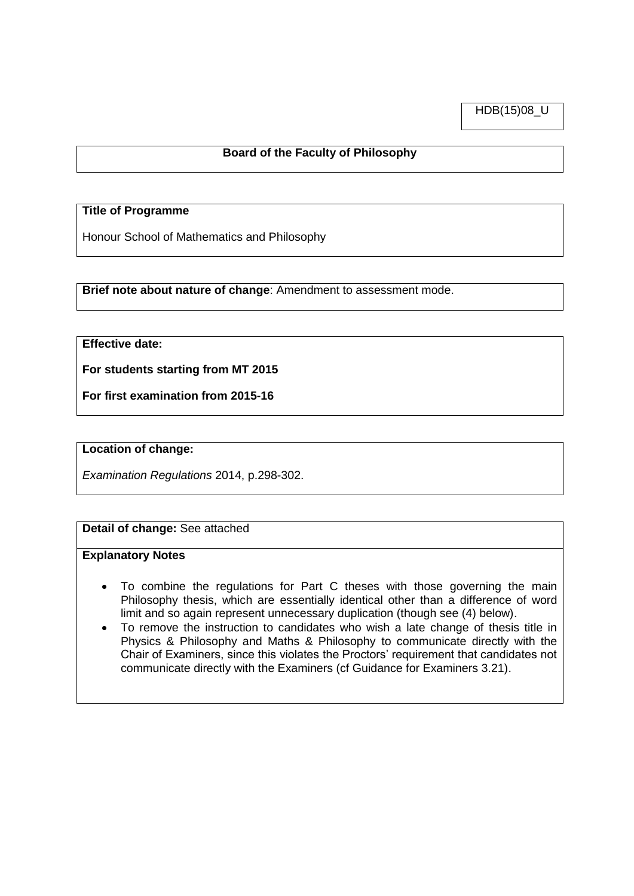HDB(15)08_U

**Board of the Faculty of Philosophy**

**Title of Programme**

Honour School of Mathematics and Philosophy

**Brief note about nature of change**: Amendment to assessment mode.

**Effective date:**

**For students starting from MT 2015**

**For first examination from 2015-16**

**Location of change:**

*Examination Regulations* 2014, p.298-302.

**Detail of change:** See attached

**Explanatory Notes**

- To combine the regulations for Part C theses with those governing the main Philosophy thesis, which are essentially identical other than a difference of word limit and so again represent unnecessary duplication (though see (4) below).
- To remove the instruction to candidates who wish a late change of thesis title in Physics & Philosophy and Maths & Philosophy to communicate directly with the Chair of Examiners, since this violates the Proctors' requirement that candidates not communicate directly with the Examiners (cf Guidance for Examiners 3.21).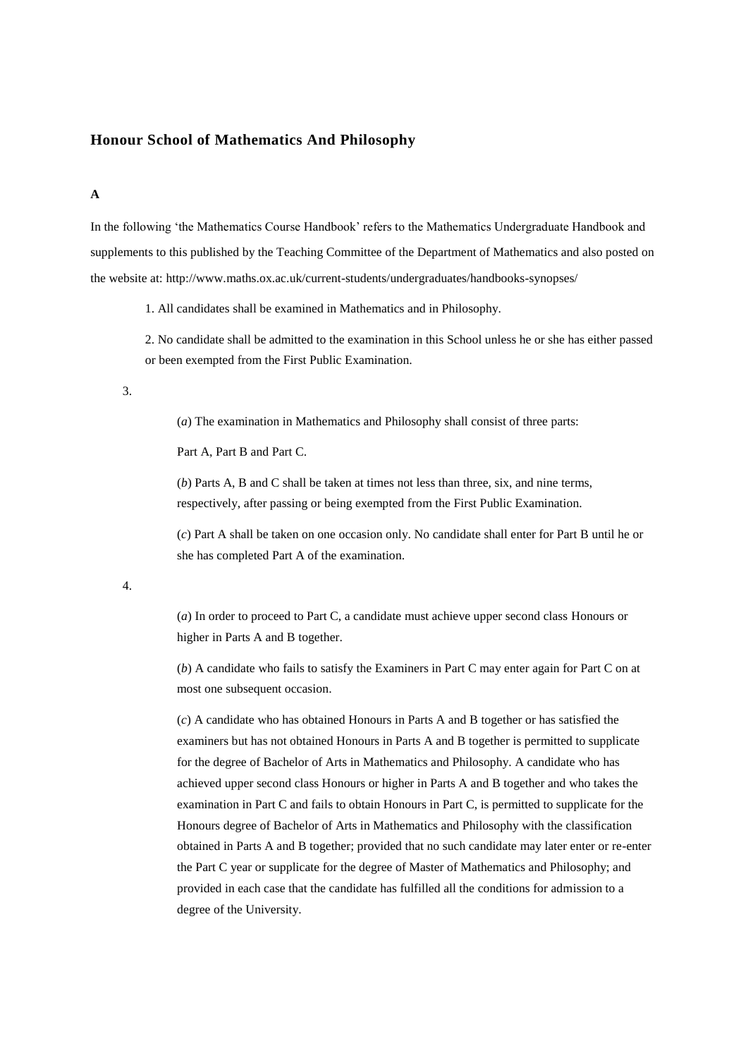## Honour School of Mathematics And Philosophy

**A**

In the following 'the Mathematics Course Handbook' refers to the Mathematics Undergraduate Handbook and supplements to this published by the Teaching Committee of the Department of Mathematics and also posted on the website at: http://www.maths.ox.ac.uk/current-students/undergraduates/handbooks-synopses/

1. All candidates shall be examined in Mathematics and in Philosophy.

2. No candidate shall be admitted to the examination in this School unless he or she has either passed or been exempted from the First Public Examination.

3.

(*a*) The examination in Mathematics and Philosophy shall consist of three parts:

Part A, Part B and Part C.

(*b*) Parts A, B and C shall be taken at times not less than three, six, and nine terms, respectively, after passing or being exempted from the First Public Examination.

(*c*) Part A shall be taken on one occasion only. No candidate shall enter for Part B until he or she has completed Part A of the examination.

4.

(*a*) In order to proceed to Part C, a candidate must achieve upper second class Honours or higher in Parts A and B together.

(*b*) A candidate who fails to satisfy the Examiners in Part C may enter again for Part C on at most one subsequent occasion.

(*c*) A candidate who has obtained Honours in Parts A and B together or has satisfied the examiners but has not obtained Honours in Parts A and B together is permitted to supplicate for the degree of Bachelor of Arts in Mathematics and Philosophy. A candidate who has achieved upper second class Honours or higher in Parts A and B together and who takes the examination in Part C and fails to obtain Honours in Part C, is permitted to supplicate for the Honours degree of Bachelor of Arts in Mathematics and Philosophy with the classification obtained in Parts A and B together; provided that no such candidate may later enter or re-enter the Part C year or supplicate for the degree of Master of Mathematics and Philosophy; and provided in each case that the candidate has fulfilled all the conditions for admission to a degree of the University.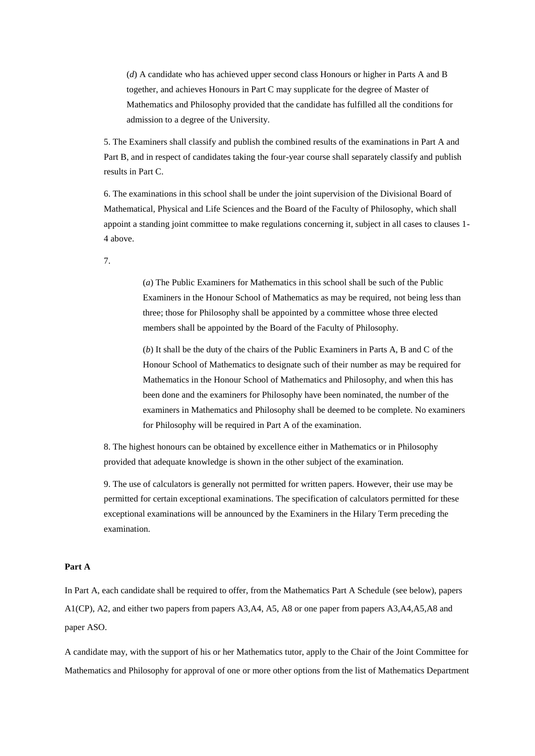(*d*) A candidate who has achieved upper second class Honours or higher in Parts A and B together, and achieves Honours in Part C may supplicate for the degree of Master of Mathematics and Philosophy provided that the candidate has fulfilled all the conditions for admission to a degree of the University.

5. The Examiners shall classify and publish the combined results of the examinations in Part A and Part B, and in respect of candidates taking the four-year course shall separately classify and publish results in Part C.

6. The examinations in this school shall be under the joint supervision of the Divisional Board of Mathematical, Physical and Life Sciences and the Board of the Faculty of Philosophy, which shall appoint a standing joint committee to make regulations concerning it, subject in all cases to clauses 1-4 above.

7.

(*a*) The Public Examiners for Mathematics in this school shall be such of the Public Examiners in the Honour School of Mathematics as may be required, not being less than three; those for Philosophy shall be appointed by a committee whose three elected members shall be appointed by the Board of the Faculty of Philosophy.

(*b*) It shall be the duty of the chairs of the Public Examiners in Parts A, B and C of the Honour School of Mathematics to designate such of their number as may be required for Mathematics in the Honour School of Mathematics and Philosophy, and when this has been done and the examiners for Philosophy have been nominated, the number of the examiners in Mathematics and Philosophy shall be deemed to be complete. No examiners for Philosophy will be required in Part A of the examination.

8. The highest honours can be obtained by excellence either in Mathematics or in Philosophy provided that adequate knowledge is shown in the other subject of the examination.

9. The use of calculators is generally not permitted for written papers. However, their use may be permitted for certain exceptional examinations. The specification of calculators permitted for these exceptional examinations will be announced by the Examiners in the Hilary Term preceding the examination.

**Part A**

In Part A, each candidate shall be required to offer, from the Mathematics Part A Schedule (see below), papers A1(CP), A2, and either two papers from papers A3,A4, A5, A8 or one paper from papers A3,A4,A5,A8 and paper ASO.

A candidate may, with the support of his or her Mathematics tutor, apply to the Chair of the Joint Committee for Mathematics and Philosophy for approval of one or more other options from the list of Mathematics Department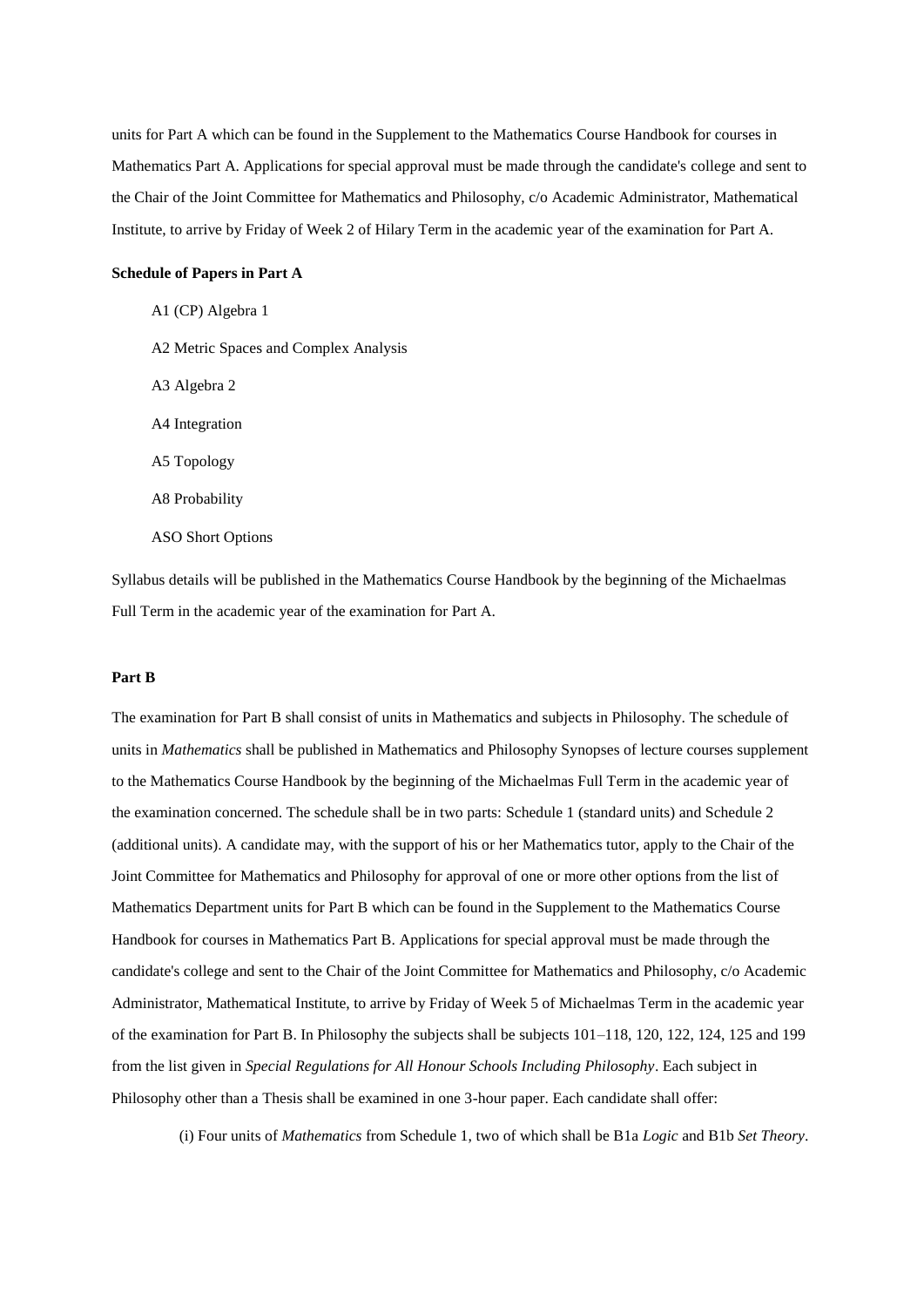units for Part A which can be found in the Supplement to the Mathematics Course Handbook for courses in Mathematics Part A. Applications for special approval must be made through the candidate's college and sent to the Chair of the Joint Committee for Mathematics and Philosophy, c/o Academic Administrator, Mathematical Institute, to arrive by Friday of Week 2 of Hilary Term in the academic year of the examination for Part A.

**Schedule of Papers in Part A**

A1 (CP) Algebra 1

A2 Metric Spaces and Complex Analysis

A3 Algebra 2

A4 Integration

A5 Topology

A8 Probability

ASO Short Options

Syllabus details will be published in the Mathematics Course Handbook by the beginning of the Michaelmas Full Term in the academic year of the examination for Part A.

**Part B**

The examination for Part B shall consist of units in Mathematics and subjects in Philosophy. The schedule of units in *Mathematics* shall be published in Mathematics and Philosophy Synopses of lecture courses supplement to the Mathematics Course Handbook by the beginning of the Michaelmas Full Term in the academic year of the examination concerned. The schedule shall be in two parts: Schedule 1 (standard units) and Schedule 2 (additional units). A candidate may, with the support of his or her Mathematics tutor, apply to the Chair of the Joint Committee for Mathematics and Philosophy for approval of one or more other options from the list of Mathematics Department units for Part B which can be found in the Supplement to the Mathematics Course Handbook for courses in Mathematics Part B. Applications for special approval must be made through the candidate's college and sent to the Chair of the Joint Committee for Mathematics and Philosophy, c/o Academic Administrator, Mathematical Institute, to arrive by Friday of Week 5 of Michaelmas Term in the academic year of the examination for Part B. In Philosophy the subjects shall be subjects 101–118, 120, 122, 124, 125 and 199 from the list given in *Special Regulations for All Honour Schools Including Philosophy*. Each subject in Philosophy other than a Thesis shall be examined in one 3-hour paper. Each candidate shall offer:

(i) Four units of *Mathematics* from Schedule 1, two of which shall be B1a *Logic* and B1b *Set Theory*.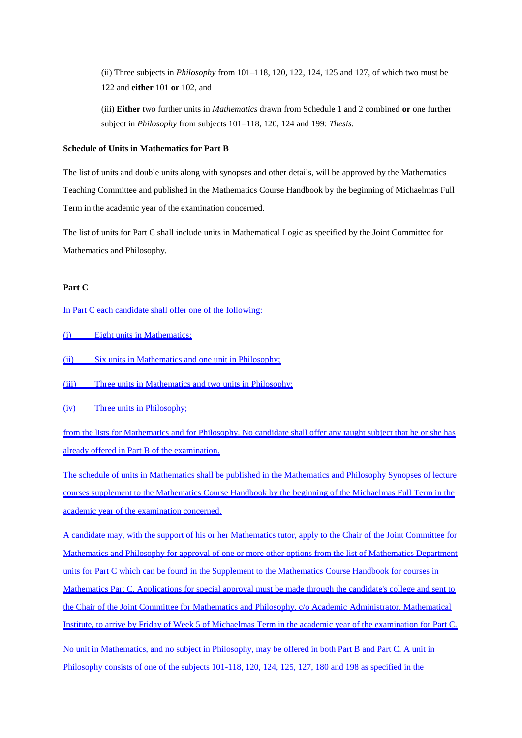(ii) Three subjects in *Philosophy* from 101–118, 120, 122, 124, 125 and 127, of which two must be 122 and **either** 101 **or** 102, and

(iii) **Either** two further units in *Mathematics* drawn from Schedule 1 and 2 combined **or** one further subject in *Philosophy* from subjects 101–118, 120, 124 and 199: *Thesis*.

**Schedule of Units in Mathematics for Part B**

The list of units and double units along with synopses and other details, will be approved by the Mathematics Teaching Committee and published in the Mathematics Course Handbook by the beginning of Michaelmas Full Term in the academic year of the examination concerned.

The list of units for Part C shall include units in Mathematical Logic as specified by the Joint Committee for Mathematics and Philosophy.

**Part C**

In Part C each candidate shall offer one of the following:

(i) Eight units in Mathematics;

(ii) Six units in Mathematics and one unit in Philosophy;

(iii) Three units in Mathematics and two units in Philosophy;

(iv) Three units in Philosophy;

from the lists for Mathematics and for Philosophy. No candidate shall offer any taught subject that he or she has already offered in Part B of the examination.

The schedule of units in Mathematics shall be published in the Mathematics and Philosophy Synopses of lecture courses supplement to the Mathematics Course Handbook by the beginning of the Michaelmas Full Term in the academic year of the examination concerned.

A candidate may, with the support of his or her Mathematics tutor, apply to the Chair of the Joint Committee for Mathematics and Philosophy for approval of one or more other options from the list of Mathematics Department units for Part C which can be found in the Supplement to the Mathematics Course Handbook for courses in Mathematics Part C. Applications for special approval must be made through the candidate's college and sent to the Chair of the Joint Committee for Mathematics and Philosophy, c/o Academic Administrator, Mathematical Institute, to arrive by Friday of Week 5 of Michaelmas Term in the academic year of the examination for Part C.

No unit in Mathematics, and no subject in Philosophy, may be offered in both Part B and Part C. A unit in Philosophy consists of one of the subjects 101-118, 120, 124, 125, 127, 180 and 198 as specified in the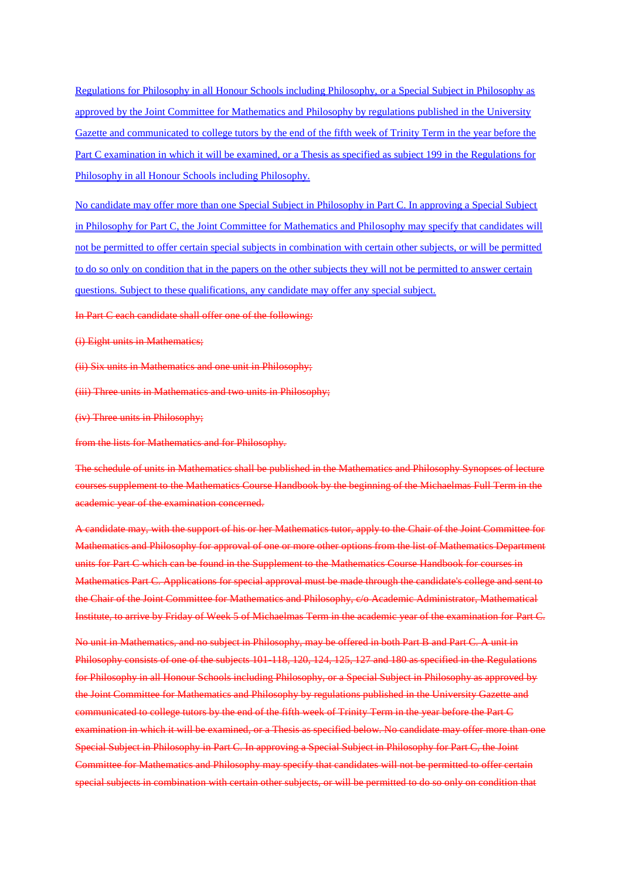Regulations for Philosophy in all Honour Schools including Philosophy, or a Special Subject in Philosophy as approved by the Joint Committee for Mathematics and Philosophy by regulations published in the University Gazette and communicated to college tutors by the end of the fifth week of Trinity Term in the year before the Part C examination in which it will be examined, or a Thesis as specified as subject 199 in the Regulations for Philosophy in all Honour Schools including Philosophy.

No candidate may offer more than one Special Subject in Philosophy in Part C. In approving a Special Subject in Philosophy for Part C, the Joint Committee for Mathematics and Philosophy may specify that candidates will not be permitted to offer certain special subjects in combination with certain other subjects, or will be permitted to do so only on condition that in the papers on the other subjects they will not be permitted to answer certain questions. Subject to these qualifications, any candidate may offer any special subject.

~~In Part C each candidate shall offer one of the following:~~

~~(i) Eight units in Mathematics;~~

~~(ii) Six units in Mathematics and one unit in Philosophy;~~

~~(iii) Three units in Mathematics and two units in Philosophy;~~

~~(iv) Three units in Philosophy;~~

~~from the lists for Mathematics and for Philosophy.~~

~~The schedule of units in Mathematics shall be published in the Mathematics and Philosophy Synopses of lecture courses supplement to the Mathematics Course Handbook by the beginning of the Michaelmas Full Term in the academic year of the examination concerned.~~

~~A candidate may, with the support of his or her Mathematics tutor, apply to the Chair of the Joint Committee for Mathematics and Philosophy for approval of one or more other options from the list of Mathematics Department units for Part C which can be found in the Supplement to the Mathematics Course Handbook for courses in Mathematics Part C. Applications for special approval must be made through the candidate's college and sent to the Chair of the Joint Committee for Mathematics and Philosophy, c/o Academic Administrator, Mathematical Institute, to arrive by Friday of Week 5 of Michaelmas Term in the academic year of the examination for Part C.~~

~~No unit in Mathematics, and no subject in Philosophy, may be offered in both Part B and Part C. A unit in Philosophy consists of one of the subjects 101-118, 120, 124, 125, 127 and 180 as specified in the Regulations for Philosophy in all Honour Schools including Philosophy, or a Special Subject in Philosophy as approved by the Joint Committee for Mathematics and Philosophy by regulations published in the University Gazette and communicated to college tutors by the end of the fifth week of Trinity Term in the year before the Part C examination in which it will be examined, or a Thesis as specified below. No candidate may offer more than one Special Subject in Philosophy in Part C. In approving a Special Subject in Philosophy for Part C, the Joint Committee for Mathematics and Philosophy may specify that candidates will not be permitted to offer certain special subjects in combination with certain other subjects, or will be permitted to do so only on condition that~~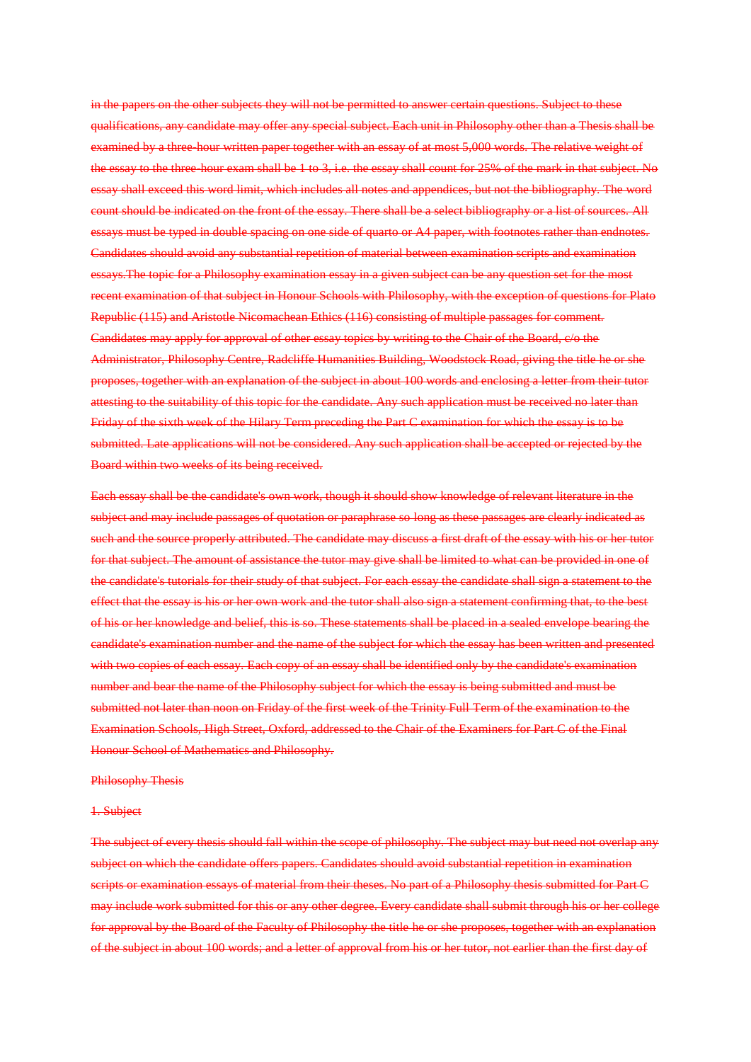~~in the papers on the other subjects they will not be permitted to answer certain questions. Subject to these qualifications, any candidate may offer any special subject. Each unit in Philosophy other than a Thesis shall be examined by a three-hour written paper together with an essay of at most 5,000 words. The relative weight of the essay to the three-hour exam shall be 1 to 3, i.e. the essay shall count for 25% of the mark in that subject. No essay shall exceed this word limit, which includes all notes and appendices, but not the bibliography. The word count should be indicated on the front of the essay. There shall be a select bibliography or a list of sources. All essays must be typed in double spacing on one side of quarto or A4 paper, with footnotes rather than endnotes. Candidates should avoid any substantial repetition of material between examination scripts and examination essays.The topic for a Philosophy examination essay in a given subject can be any question set for the most recent examination of that subject in Honour Schools with Philosophy, with the exception of questions for Plato Republic (115) and Aristotle Nicomachean Ethics (116) consisting of multiple passages for comment. Candidates may apply for approval of other essay topics by writing to the Chair of the Board, c/o the Administrator, Philosophy Centre, Radcliffe Humanities Building, Woodstock Road, giving the title he or she proposes, together with an explanation of the subject in about 100 words and enclosing a letter from their tutor attesting to the suitability of this topic for the candidate. Any such application must be received no later than Friday of the sixth week of the Hilary Term preceding the Part C examination for which the essay is to be submitted. Late applications will not be considered. Any such application shall be accepted or rejected by the Board within two weeks of its being received.~~

~~Each essay shall be the candidate's own work, though it should show knowledge of relevant literature in the subject and may include passages of quotation or paraphrase so long as these passages are clearly indicated as such and the source properly attributed. The candidate may discuss a first draft of the essay with his or her tutor for that subject. The amount of assistance the tutor may give shall be limited to what can be provided in one of the candidate's tutorials for their study of that subject. For each essay the candidate shall sign a statement to the effect that the essay is his or her own work and the tutor shall also sign a statement confirming that, to the best of his or her knowledge and belief, this is so. These statements shall be placed in a sealed envelope bearing the candidate's examination number and the name of the subject for which the essay has been written and presented with two copies of each essay. Each copy of an essay shall be identified only by the candidate's examination number and bear the name of the Philosophy subject for which the essay is being submitted and must be submitted not later than noon on Friday of the first week of the Trinity Full Term of the examination to the Examination Schools, High Street, Oxford, addressed to the Chair of the Examiners for Part C of the Final Honour School of Mathematics and Philosophy.~~

~~Philosophy Thesis~~

~~1. Subject~~

~~The subject of every thesis should fall within the scope of philosophy. The subject may but need not overlap any subject on which the candidate offers papers. Candidates should avoid substantial repetition in examination scripts or examination essays of material from their theses. No part of a Philosophy thesis submitted for Part C may include work submitted for this or any other degree. Every candidate shall submit through his or her college for approval by the Board of the Faculty of Philosophy the title he or she proposes, together with an explanation of the subject in about 100 words; and a letter of approval from his or her tutor, not earlier than the first day of~~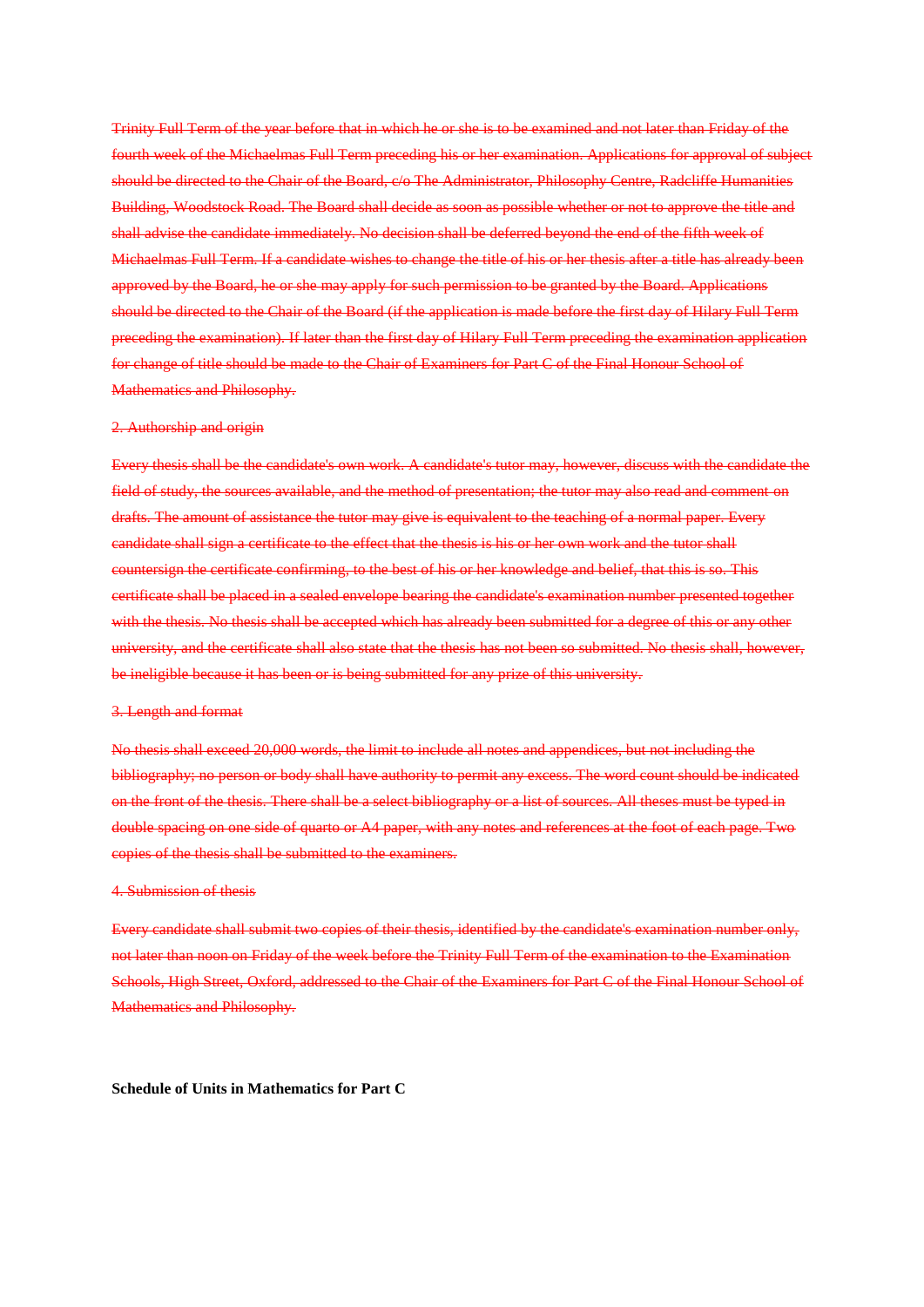~~Trinity Full Term of the year before that in which he or she is to be examined and not later than Friday of the fourth week of the Michaelmas Full Term preceding his or her examination. Applications for approval of subject should be directed to the Chair of the Board, c/o The Administrator, Philosophy Centre, Radcliffe Humanities Building, Woodstock Road. The Board shall decide as soon as possible whether or not to approve the title and shall advise the candidate immediately. No decision shall be deferred beyond the end of the fifth week of Michaelmas Full Term. If a candidate wishes to change the title of his or her thesis after a title has already been approved by the Board, he or she may apply for such permission to be granted by the Board. Applications should be directed to the Chair of the Board (if the application is made before the first day of Hilary Full Term preceding the examination). If later than the first day of Hilary Full Term preceding the examination application for change of title should be made to the Chair of Examiners for Part C of the Final Honour School of Mathematics and Philosophy.~~

~~2. Authorship and origin~~

~~Every thesis shall be the candidate's own work. A candidate's tutor may, however, discuss with the candidate the field of study, the sources available, and the method of presentation; the tutor may also read and comment on drafts. The amount of assistance the tutor may give is equivalent to the teaching of a normal paper. Every candidate shall sign a certificate to the effect that the thesis is his or her own work and the tutor shall countersign the certificate confirming, to the best of his or her knowledge and belief, that this is so. This certificate shall be placed in a sealed envelope bearing the candidate's examination number presented together with the thesis. No thesis shall be accepted which has already been submitted for a degree of this or any other university, and the certificate shall also state that the thesis has not been so submitted. No thesis shall, however, be ineligible because it has been or is being submitted for any prize of this university.~~

~~3. Length and format~~

~~No thesis shall exceed 20,000 words, the limit to include all notes and appendices, but not including the bibliography; no person or body shall have authority to permit any excess. The word count should be indicated on the front of the thesis. There shall be a select bibliography or a list of sources. All theses must be typed in double spacing on one side of quarto or A4 paper, with any notes and references at the foot of each page. Two copies of the thesis shall be submitted to the examiners.~~

~~4. Submission of thesis~~

~~Every candidate shall submit two copies of their thesis, identified by the candidate's examination number only, not later than noon on Friday of the week before the Trinity Full Term of the examination to the Examination Schools, High Street, Oxford, addressed to the Chair of the Examiners for Part C of the Final Honour School of Mathematics and Philosophy.~~

**Schedule of Units in Mathematics for Part C**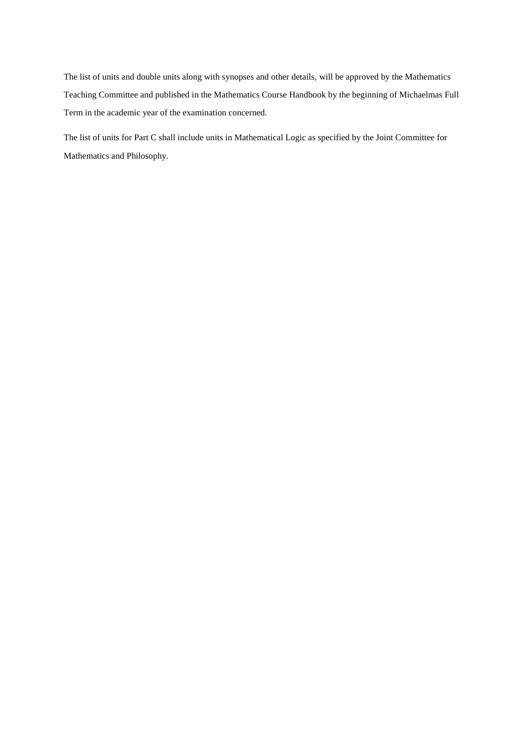The list of units and double units along with synopses and other details, will be approved by the Mathematics Teaching Committee and published in the Mathematics Course Handbook by the beginning of Michaelmas Full Term in the academic year of the examination concerned.

The list of units for Part C shall include units in Mathematical Logic as specified by the Joint Committee for Mathematics and Philosophy.